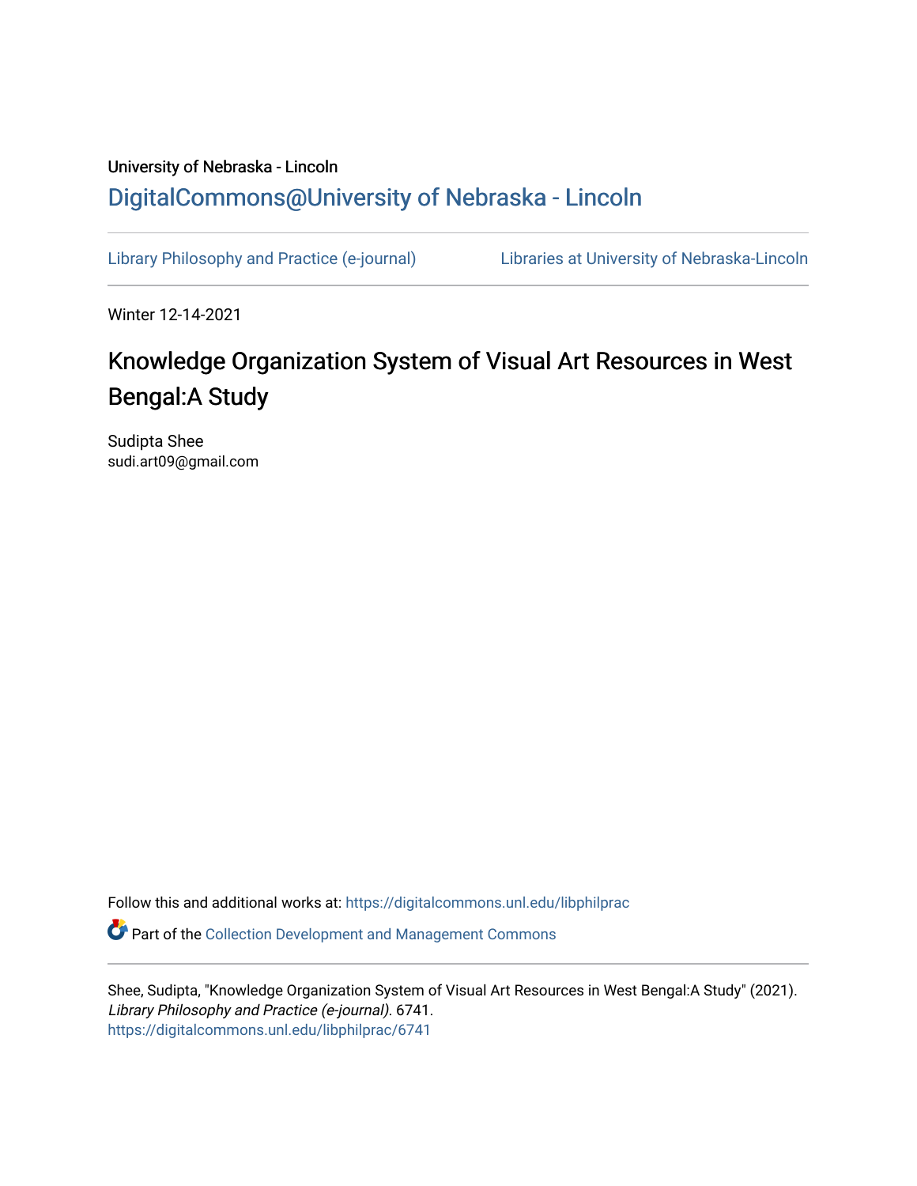University of Nebraska - Lincoln

DigitalCommons@University of Nebraska - Lincoln

Library Philosophy and Practice (e-journal)　　Libraries at University of Nebraska-Lincoln

Winter 12-14-2021

# Knowledge Organization System of Visual Art Resources in West Bengal:A Study

Sudipta Shee
sudi.art09@gmail.com

Follow this and additional works at: https://digitalcommons.unl.edu/libphilprac

Part of the Collection Development and Management Commons

Shee, Sudipta, "Knowledge Organization System of Visual Art Resources in West Bengal:A Study" (2021). *Library Philosophy and Practice (e-journal)*. 6741.
https://digitalcommons.unl.edu/libphilprac/6741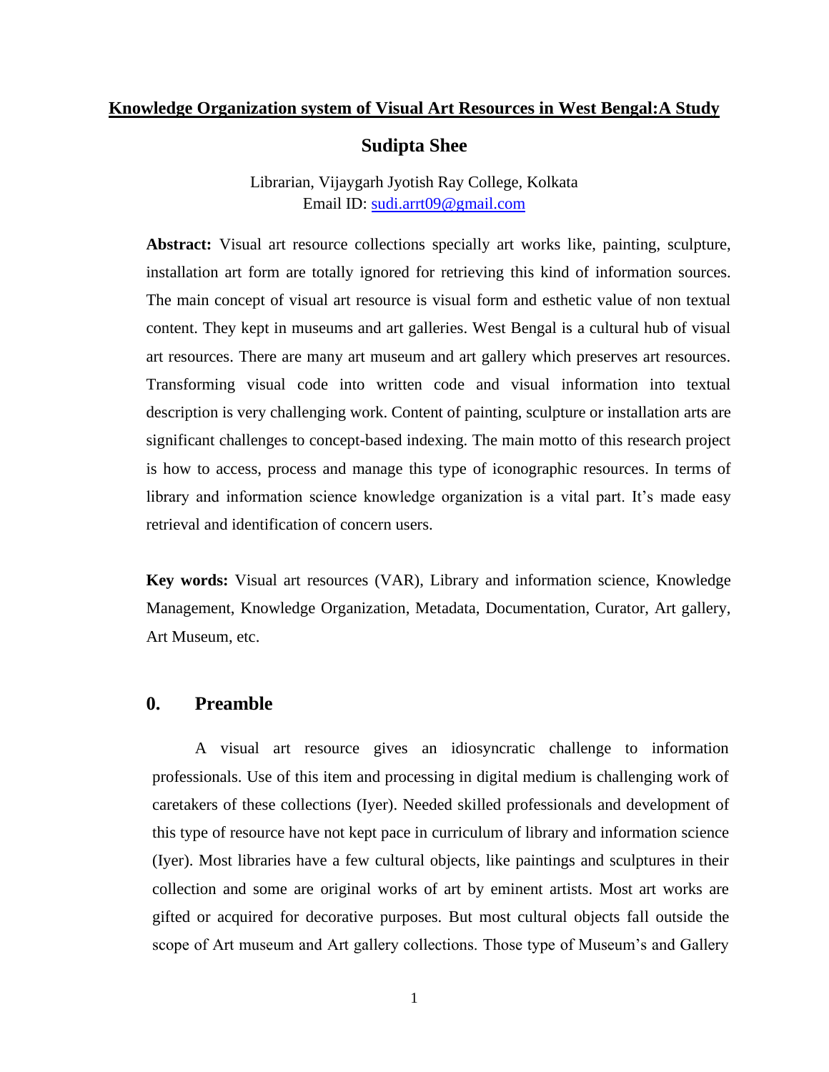## Knowledge Organization system of Visual Art Resources in West Bengal:A Study

**Sudipta Shee**

Librarian, Vijaygarh Jyotish Ray College, Kolkata
Email ID: sudi.arrt09@gmail.com

**Abstract:** Visual art resource collections specially art works like, painting, sculpture, installation art form are totally ignored for retrieving this kind of information sources. The main concept of visual art resource is visual form and esthetic value of non textual content. They kept in museums and art galleries. West Bengal is a cultural hub of visual art resources. There are many art museum and art gallery which preserves art resources. Transforming visual code into written code and visual information into textual description is very challenging work. Content of painting, sculpture or installation arts are significant challenges to concept-based indexing. The main motto of this research project is how to access, process and manage this type of iconographic resources. In terms of library and information science knowledge organization is a vital part. It's made easy retrieval and identification of concern users.

**Key words:** Visual art resources (VAR), Library and information science, Knowledge Management, Knowledge Organization, Metadata, Documentation, Curator, Art gallery, Art Museum, etc.

## 0. Preamble

A visual art resource gives an idiosyncratic challenge to information professionals. Use of this item and processing in digital medium is challenging work of caretakers of these collections (Iyer). Needed skilled professionals and development of this type of resource have not kept pace in curriculum of library and information science (Iyer). Most libraries have a few cultural objects, like paintings and sculptures in their collection and some are original works of art by eminent artists. Most art works are gifted or acquired for decorative purposes. But most cultural objects fall outside the scope of Art museum and Art gallery collections. Those type of Museum's and Gallery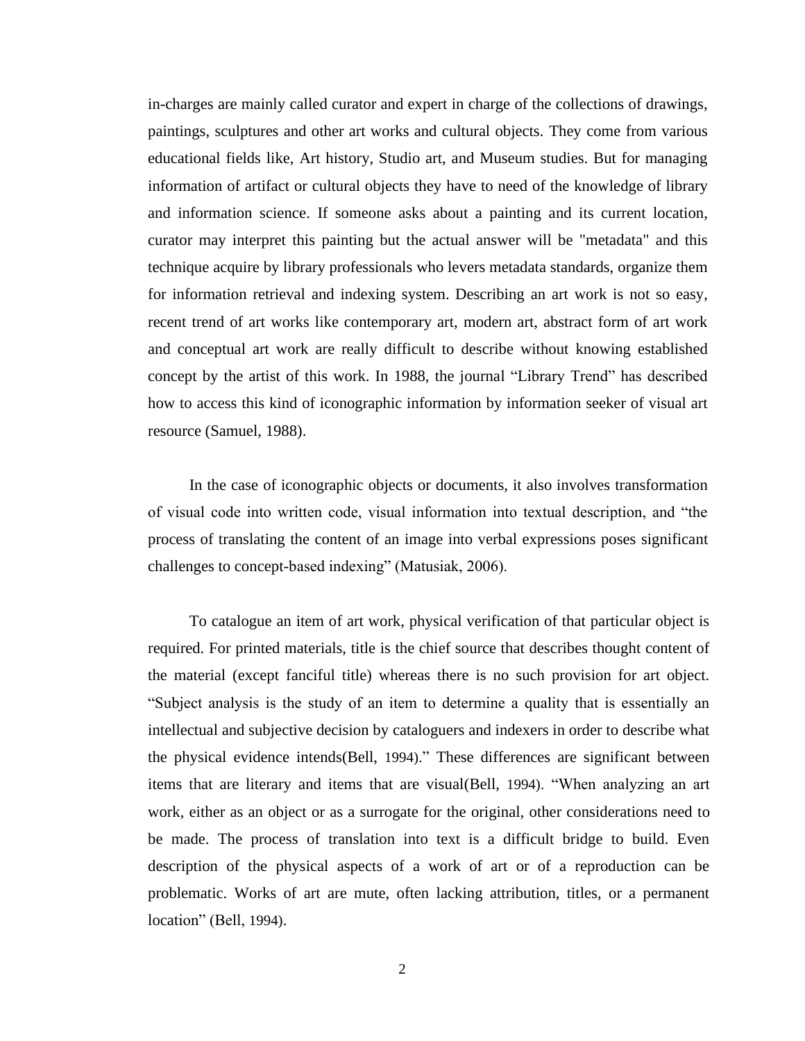in-charges are mainly called curator and expert in charge of the collections of drawings, paintings, sculptures and other art works and cultural objects. They come from various educational fields like, Art history, Studio art, and Museum studies. But for managing information of artifact or cultural objects they have to need of the knowledge of library and information science. If someone asks about a painting and its current location, curator may interpret this painting but the actual answer will be "metadata" and this technique acquire by library professionals who levers metadata standards, organize them for information retrieval and indexing system. Describing an art work is not so easy, recent trend of art works like contemporary art, modern art, abstract form of art work and conceptual art work are really difficult to describe without knowing established concept by the artist of this work. In 1988, the journal "Library Trend" has described how to access this kind of iconographic information by information seeker of visual art resource (Samuel, 1988).

In the case of iconographic objects or documents, it also involves transformation of visual code into written code, visual information into textual description, and "the process of translating the content of an image into verbal expressions poses significant challenges to concept-based indexing" (Matusiak, 2006).

To catalogue an item of art work, physical verification of that particular object is required. For printed materials, title is the chief source that describes thought content of the material (except fanciful title) whereas there is no such provision for art object. "Subject analysis is the study of an item to determine a quality that is essentially an intellectual and subjective decision by cataloguers and indexers in order to describe what the physical evidence intends(Bell, 1994)." These differences are significant between items that are literary and items that are visual(Bell, 1994). "When analyzing an art work, either as an object or as a surrogate for the original, other considerations need to be made. The process of translation into text is a difficult bridge to build. Even description of the physical aspects of a work of art or of a reproduction can be problematic. Works of art are mute, often lacking attribution, titles, or a permanent location" (Bell, 1994).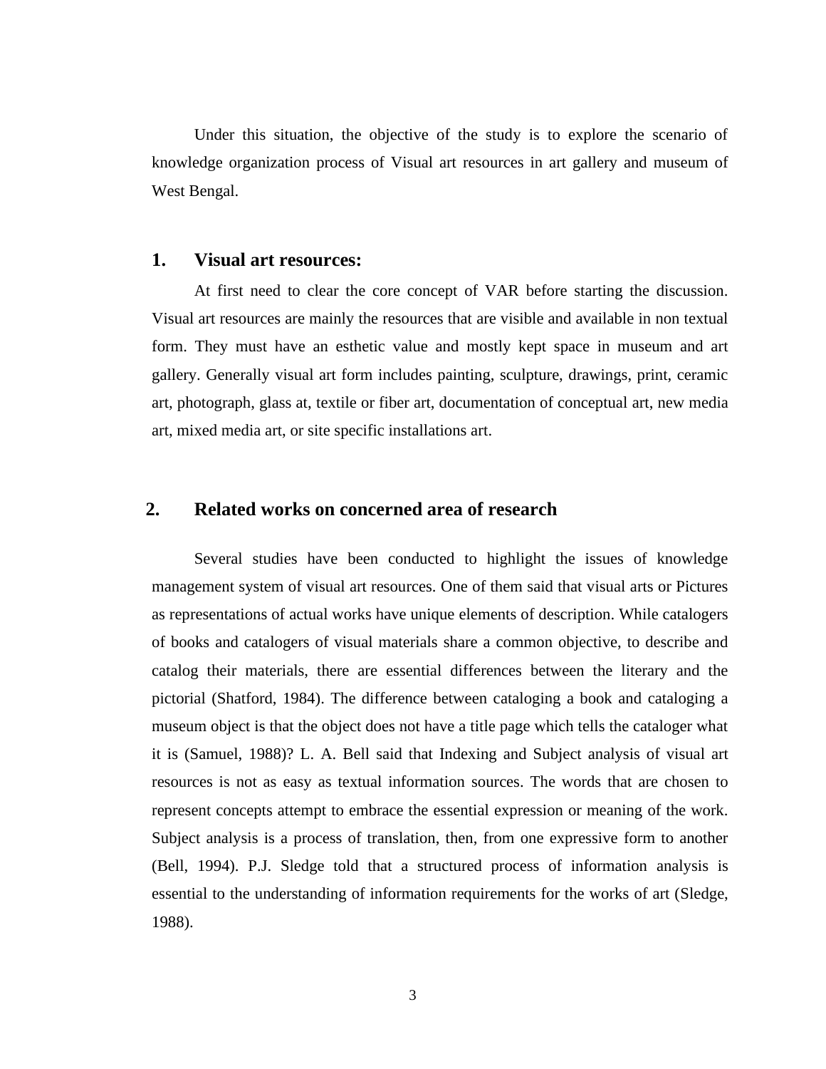Under this situation, the objective of the study is to explore the scenario of knowledge organization process of Visual art resources in art gallery and museum of West Bengal.

## 1. Visual art resources:

At first need to clear the core concept of VAR before starting the discussion. Visual art resources are mainly the resources that are visible and available in non textual form. They must have an esthetic value and mostly kept space in museum and art gallery. Generally visual art form includes painting, sculpture, drawings, print, ceramic art, photograph, glass at, textile or fiber art, documentation of conceptual art, new media art, mixed media art, or site specific installations art.

## 2. Related works on concerned area of research

Several studies have been conducted to highlight the issues of knowledge management system of visual art resources. One of them said that visual arts or Pictures as representations of actual works have unique elements of description. While catalogers of books and catalogers of visual materials share a common objective, to describe and catalog their materials, there are essential differences between the literary and the pictorial (Shatford, 1984). The difference between cataloging a book and cataloging a museum object is that the object does not have a title page which tells the cataloger what it is (Samuel, 1988)? L. A. Bell said that Indexing and Subject analysis of visual art resources is not as easy as textual information sources. The words that are chosen to represent concepts attempt to embrace the essential expression or meaning of the work. Subject analysis is a process of translation, then, from one expressive form to another (Bell, 1994). P.J. Sledge told that a structured process of information analysis is essential to the understanding of information requirements for the works of art (Sledge, 1988).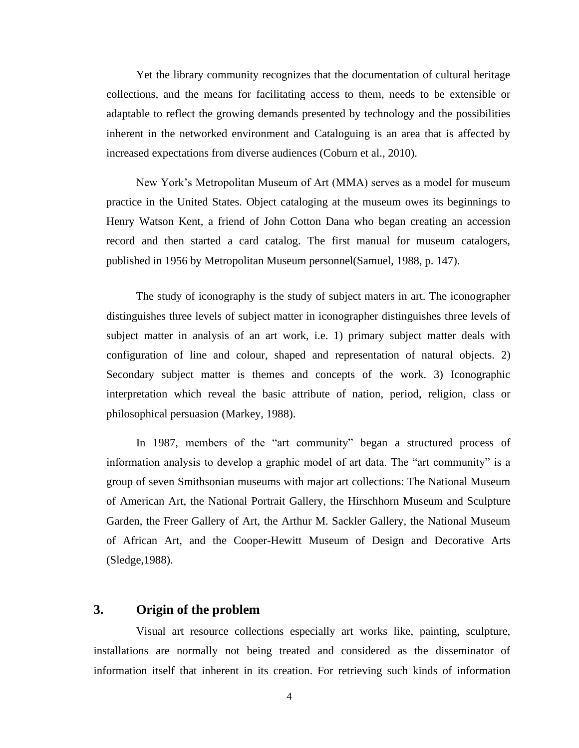Yet the library community recognizes that the documentation of cultural heritage collections, and the means for facilitating access to them, needs to be extensible or adaptable to reflect the growing demands presented by technology and the possibilities inherent in the networked environment and Cataloguing is an area that is affected by increased expectations from diverse audiences (Coburn et al., 2010).

New York's Metropolitan Museum of Art (MMA) serves as a model for museum practice in the United States. Object cataloging at the museum owes its beginnings to Henry Watson Kent, a friend of John Cotton Dana who began creating an accession record and then started a card catalog. The first manual for museum catalogers, published in 1956 by Metropolitan Museum personnel(Samuel, 1988, p. 147).

The study of iconography is the study of subject maters in art. The iconographer distinguishes three levels of subject matter in iconographer distinguishes three levels of subject matter in analysis of an art work, i.e. 1) primary subject matter deals with configuration of line and colour, shaped and representation of natural objects. 2) Secondary subject matter is themes and concepts of the work. 3) Iconographic interpretation which reveal the basic attribute of nation, period, religion, class or philosophical persuasion (Markey, 1988).

In 1987, members of the "art community" began a structured process of information analysis to develop a graphic model of art data. The "art community" is a group of seven Smithsonian museums with major art collections: The National Museum of American Art, the National Portrait Gallery, the Hirschhorn Museum and Sculpture Garden, the Freer Gallery of Art, the Arthur M. Sackler Gallery, the National Museum of African Art, and the Cooper-Hewitt Museum of Design and Decorative Arts (Sledge,1988).

## 3. Origin of the problem

Visual art resource collections especially art works like, painting, sculpture, installations are normally not being treated and considered as the disseminator of information itself that inherent in its creation. For retrieving such kinds of information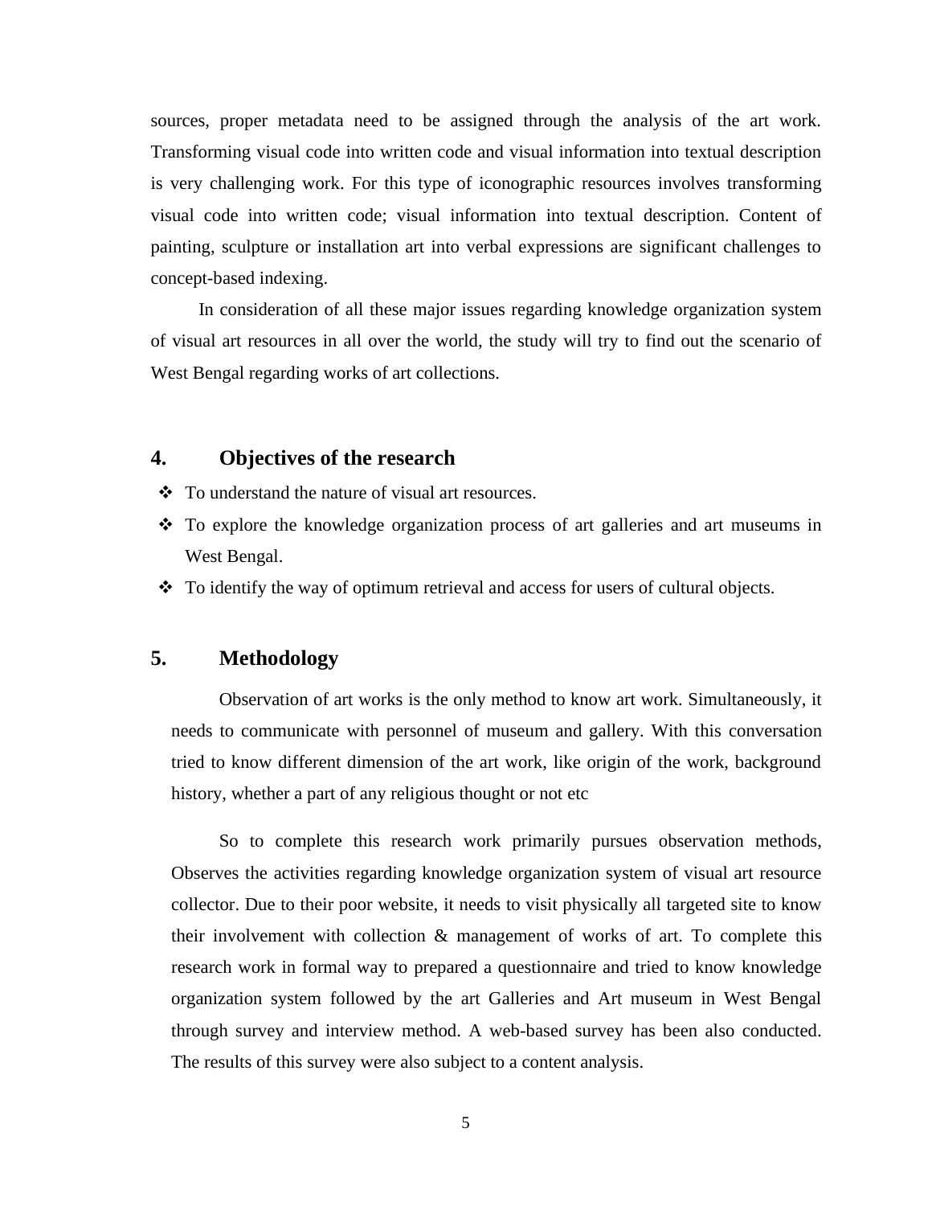sources, proper metadata need to be assigned through the analysis of the art work. Transforming visual code into written code and visual information into textual description is very challenging work. For this type of iconographic resources involves transforming visual code into written code; visual information into textual description. Content of painting, sculpture or installation art into verbal expressions are significant challenges to concept-based indexing.

In consideration of all these major issues regarding knowledge organization system of visual art resources in all over the world, the study will try to find out the scenario of West Bengal regarding works of art collections.

## 4. Objectives of the research

- ❖ To understand the nature of visual art resources.
- ❖ To explore the knowledge organization process of art galleries and art museums in West Bengal.
- ❖ To identify the way of optimum retrieval and access for users of cultural objects.

## 5. Methodology

Observation of art works is the only method to know art work. Simultaneously, it needs to communicate with personnel of museum and gallery. With this conversation tried to know different dimension of the art work, like origin of the work, background history, whether a part of any religious thought or not etc

So to complete this research work primarily pursues observation methods, Observes the activities regarding knowledge organization system of visual art resource collector. Due to their poor website, it needs to visit physically all targeted site to know their involvement with collection & management of works of art. To complete this research work in formal way to prepared a questionnaire and tried to know knowledge organization system followed by the art Galleries and Art museum in West Bengal through survey and interview method. A web-based survey has been also conducted. The results of this survey were also subject to a content analysis.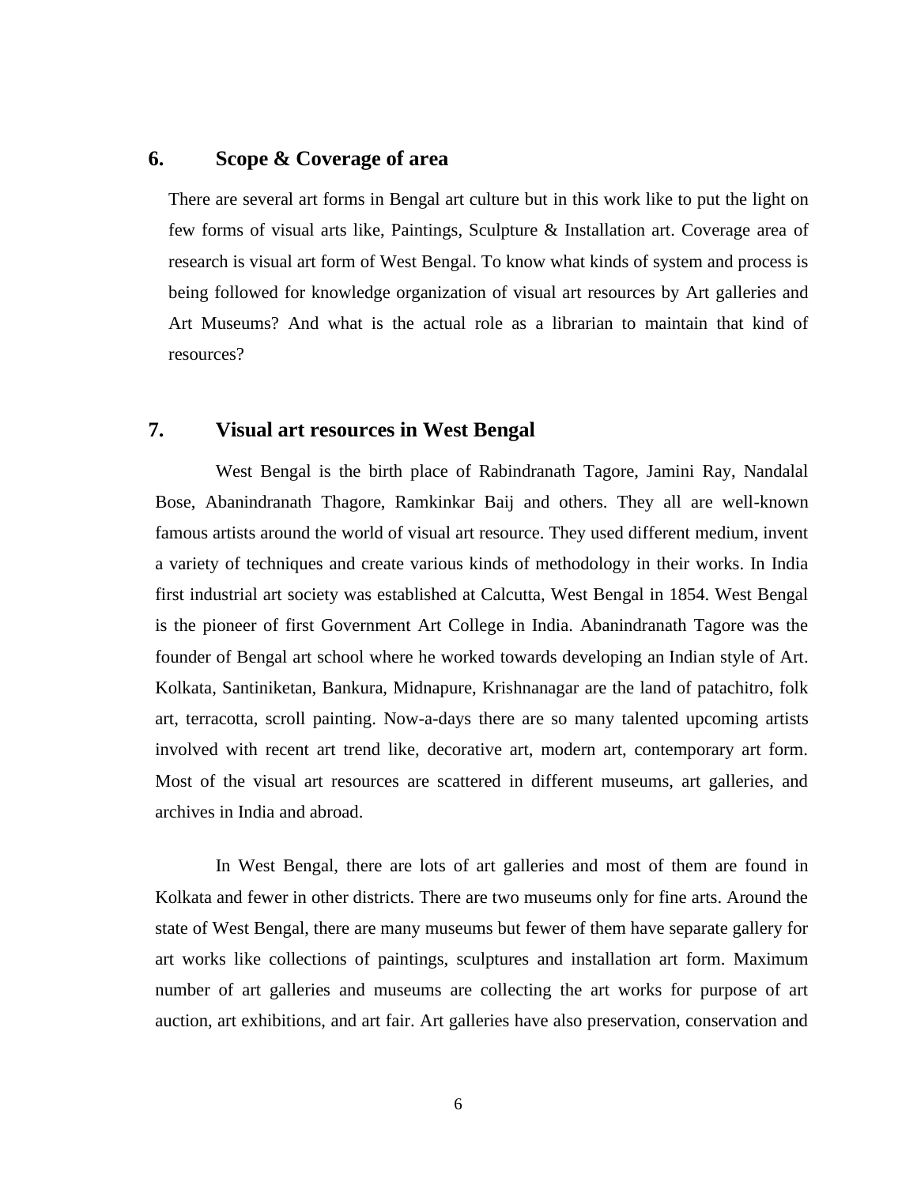## 6. Scope & Coverage of area

There are several art forms in Bengal art culture but in this work like to put the light on few forms of visual arts like, Paintings, Sculpture & Installation art. Coverage area of research is visual art form of West Bengal. To know what kinds of system and process is being followed for knowledge organization of visual art resources by Art galleries and Art Museums? And what is the actual role as a librarian to maintain that kind of resources?

## 7. Visual art resources in West Bengal

West Bengal is the birth place of Rabindranath Tagore, Jamini Ray, Nandalal Bose, Abanindranath Thagore, Ramkinkar Baij and others. They all are well-known famous artists around the world of visual art resource. They used different medium, invent a variety of techniques and create various kinds of methodology in their works. In India first industrial art society was established at Calcutta, West Bengal in 1854. West Bengal is the pioneer of first Government Art College in India. Abanindranath Tagore was the founder of Bengal art school where he worked towards developing an Indian style of Art. Kolkata, Santiniketan, Bankura, Midnapure, Krishnanagar are the land of patachitro, folk art, terracotta, scroll painting. Now-a-days there are so many talented upcoming artists involved with recent art trend like, decorative art, modern art, contemporary art form. Most of the visual art resources are scattered in different museums, art galleries, and archives in India and abroad.

In West Bengal, there are lots of art galleries and most of them are found in Kolkata and fewer in other districts. There are two museums only for fine arts. Around the state of West Bengal, there are many museums but fewer of them have separate gallery for art works like collections of paintings, sculptures and installation art form. Maximum number of art galleries and museums are collecting the art works for purpose of art auction, art exhibitions, and art fair. Art galleries have also preservation, conservation and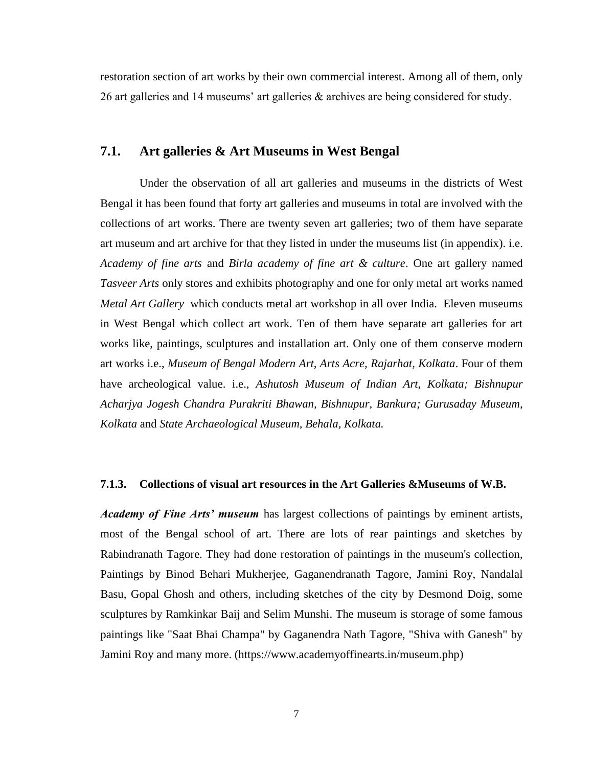restoration section of art works by their own commercial interest. Among all of them, only 26 art galleries and 14 museums' art galleries & archives are being considered for study.

## 7.1. Art galleries & Art Museums in West Bengal

Under the observation of all art galleries and museums in the districts of West Bengal it has been found that forty art galleries and museums in total are involved with the collections of art works. There are twenty seven art galleries; two of them have separate art museum and art archive for that they listed in under the museums list (in appendix). i.e. *Academy of fine arts* and *Birla academy of fine art & culture*. One art gallery named *Tasveer Arts* only stores and exhibits photography and one for only metal art works named *Metal Art Gallery* which conducts metal art workshop in all over India. Eleven museums in West Bengal which collect art work. Ten of them have separate art galleries for art works like, paintings, sculptures and installation art. Only one of them conserve modern art works i.e., *Museum of Bengal Modern Art, Arts Acre, Rajarhat, Kolkata*. Four of them have archeological value. i.e., *Ashutosh Museum of Indian Art, Kolkata; Bishnupur Acharjya Jogesh Chandra Purakriti Bhawan, Bishnupur, Bankura; Gurusaday Museum, Kolkata* and *State Archaeological Museum, Behala, Kolkata.*

### 7.1.3. Collections of visual art resources in the Art Galleries &Museums of W.B.

***Academy of Fine Arts' museum*** has largest collections of paintings by eminent artists, most of the Bengal school of art. There are lots of rear paintings and sketches by Rabindranath Tagore. They had done restoration of paintings in the museum's collection, Paintings by Binod Behari Mukherjee, Gaganendranath Tagore, Jamini Roy, Nandalal Basu, Gopal Ghosh and others, including sketches of the city by Desmond Doig, some sculptures by Ramkinkar Baij and Selim Munshi. The museum is storage of some famous paintings like "Saat Bhai Champa" by Gaganendra Nath Tagore, "Shiva with Ganesh" by Jamini Roy and many more. (https://www.academyoffinearts.in/museum.php)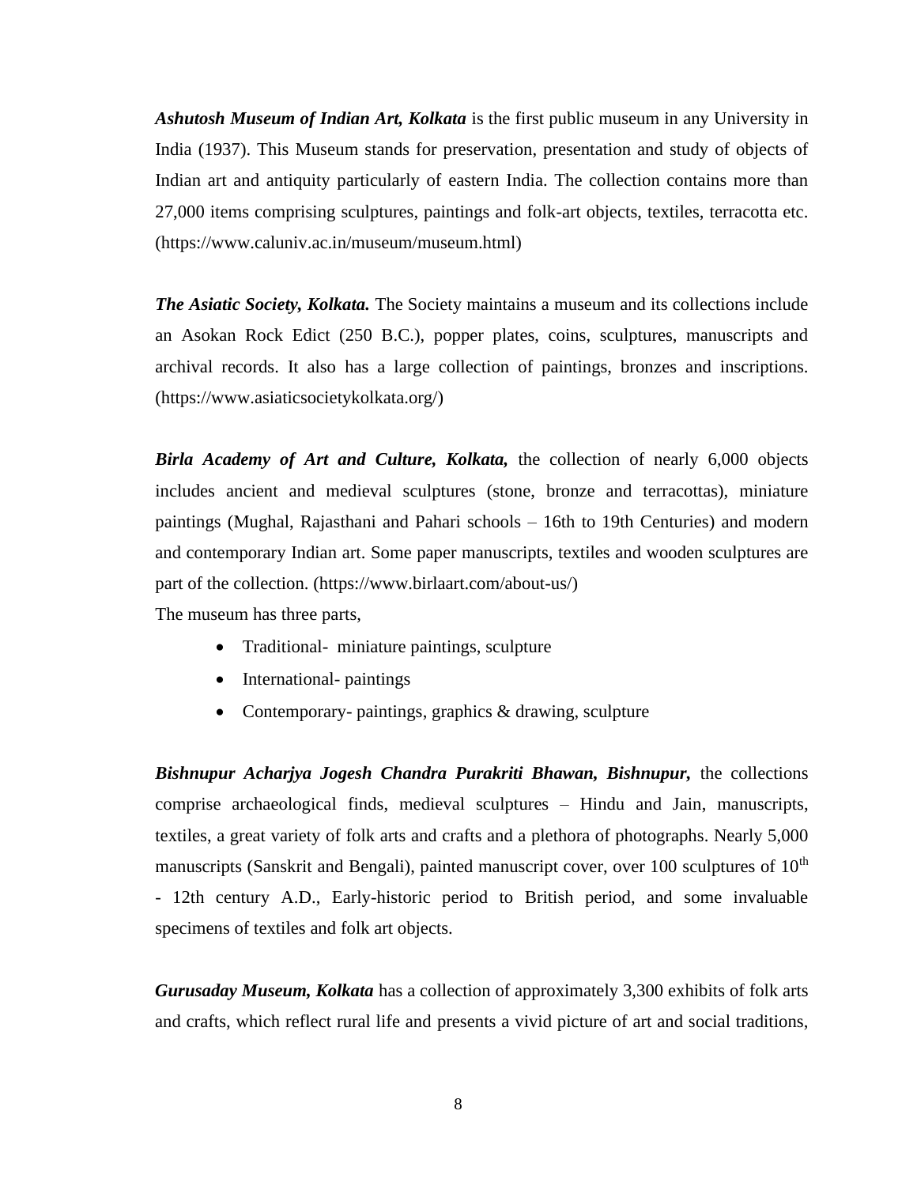***Ashutosh Museum of Indian Art, Kolkata*** is the first public museum in any University in India (1937). This Museum stands for preservation, presentation and study of objects of Indian art and antiquity particularly of eastern India. The collection contains more than 27,000 items comprising sculptures, paintings and folk-art objects, textiles, terracotta etc. (https://www.caluniv.ac.in/museum/museum.html)

***The Asiatic Society, Kolkata.*** The Society maintains a museum and its collections include an Asokan Rock Edict (250 B.C.), popper plates, coins, sculptures, manuscripts and archival records. It also has a large collection of paintings, bronzes and inscriptions. (https://www.asiaticsocietykolkata.org/)

***Birla Academy of Art and Culture, Kolkata,*** the collection of nearly 6,000 objects includes ancient and medieval sculptures (stone, bronze and terracottas), miniature paintings (Mughal, Rajasthani and Pahari schools – 16th to 19th Centuries) and modern and contemporary Indian art. Some paper manuscripts, textiles and wooden sculptures are part of the collection. (https://www.birlaart.com/about-us/)

The museum has three parts,

- Traditional- miniature paintings, sculpture
- International- paintings
- Contemporary- paintings, graphics & drawing, sculpture

***Bishnupur Acharjya Jogesh Chandra Purakriti Bhawan, Bishnupur,*** the collections comprise archaeological finds, medieval sculptures – Hindu and Jain, manuscripts, textiles, a great variety of folk arts and crafts and a plethora of photographs. Nearly 5,000 manuscripts (Sanskrit and Bengali), painted manuscript cover, over 100 sculptures of 10th - 12th century A.D., Early-historic period to British period, and some invaluable specimens of textiles and folk art objects.

***Gurusaday Museum, Kolkata*** has a collection of approximately 3,300 exhibits of folk arts and crafts, which reflect rural life and presents a vivid picture of art and social traditions,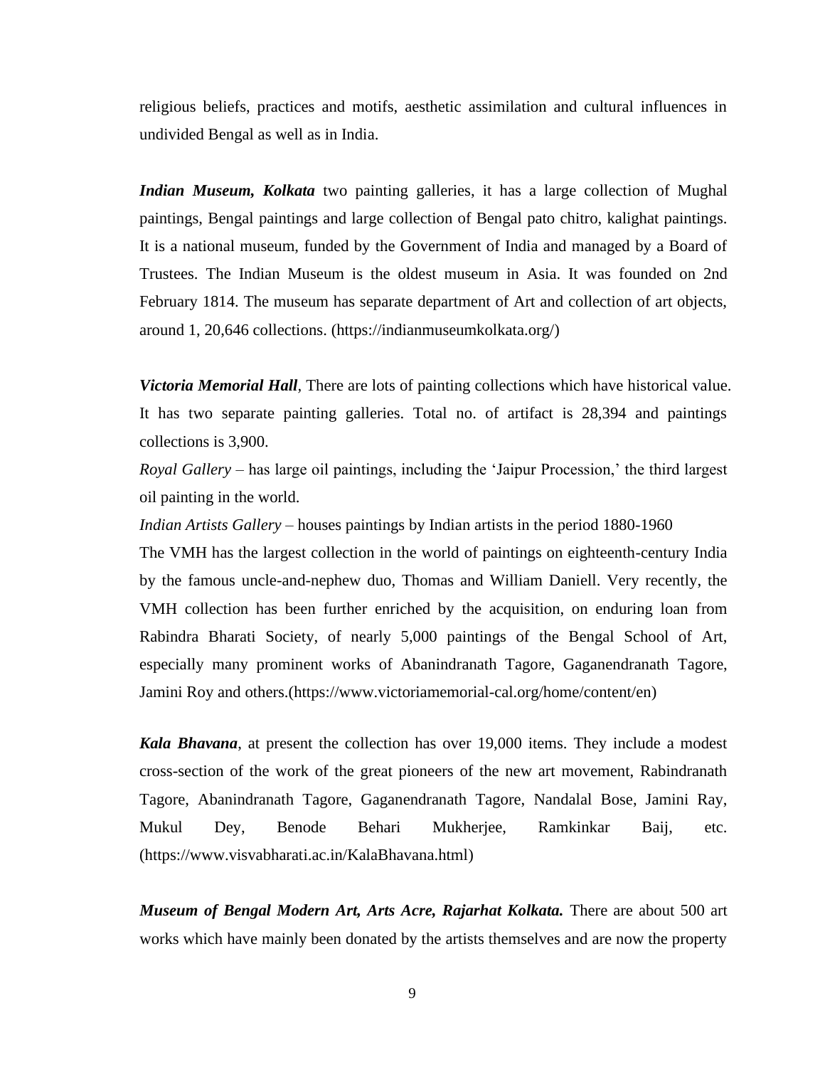religious beliefs, practices and motifs, aesthetic assimilation and cultural influences in undivided Bengal as well as in India.

***Indian Museum, Kolkata*** two painting galleries, it has a large collection of Mughal paintings, Bengal paintings and large collection of Bengal pato chitro, kalighat paintings. It is a national museum, funded by the Government of India and managed by a Board of Trustees. The Indian Museum is the oldest museum in Asia. It was founded on 2nd February 1814. The museum has separate department of Art and collection of art objects, around 1, 20,646 collections. (https://indianmuseumkolkata.org/)

***Victoria Memorial Hall***, There are lots of painting collections which have historical value. It has two separate painting galleries. Total no. of artifact is 28,394 and paintings collections is 3,900.

*Royal Gallery* – has large oil paintings, including the 'Jaipur Procession,' the third largest oil painting in the world.

*Indian Artists Gallery* – houses paintings by Indian artists in the period 1880-1960

The VMH has the largest collection in the world of paintings on eighteenth-century India by the famous uncle-and-nephew duo, Thomas and William Daniell. Very recently, the VMH collection has been further enriched by the acquisition, on enduring loan from Rabindra Bharati Society, of nearly 5,000 paintings of the Bengal School of Art, especially many prominent works of Abanindranath Tagore, Gaganendranath Tagore, Jamini Roy and others.(https://www.victoriamemorial-cal.org/home/content/en)

***Kala Bhavana***, at present the collection has over 19,000 items. They include a modest cross-section of the work of the great pioneers of the new art movement, Rabindranath Tagore, Abanindranath Tagore, Gaganendranath Tagore, Nandalal Bose, Jamini Ray, Mukul Dey, Benode Behari Mukherjee, Ramkinkar Baij, etc. (https://www.visvabharati.ac.in/KalaBhavana.html)

***Museum of Bengal Modern Art, Arts Acre, Rajarhat Kolkata.*** There are about 500 art works which have mainly been donated by the artists themselves and are now the property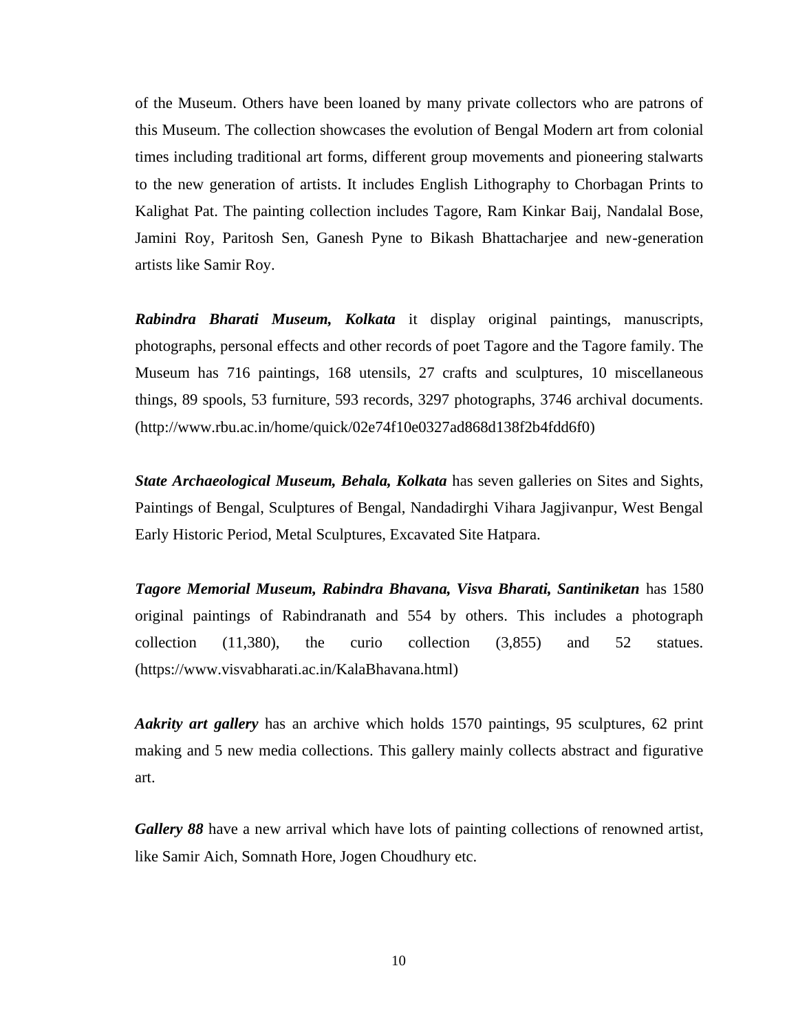of the Museum. Others have been loaned by many private collectors who are patrons of this Museum. The collection showcases the evolution of Bengal Modern art from colonial times including traditional art forms, different group movements and pioneering stalwarts to the new generation of artists. It includes English Lithography to Chorbagan Prints to Kalighat Pat. The painting collection includes Tagore, Ram Kinkar Baij, Nandalal Bose, Jamini Roy, Paritosh Sen, Ganesh Pyne to Bikash Bhattacharjee and new-generation artists like Samir Roy.

***Rabindra Bharati Museum, Kolkata*** it display original paintings, manuscripts, photographs, personal effects and other records of poet Tagore and the Tagore family. The Museum has 716 paintings, 168 utensils, 27 crafts and sculptures, 10 miscellaneous things, 89 spools, 53 furniture, 593 records, 3297 photographs, 3746 archival documents. (http://www.rbu.ac.in/home/quick/02e74f10e0327ad868d138f2b4fdd6f0)

***State Archaeological Museum, Behala, Kolkata*** has seven galleries on Sites and Sights, Paintings of Bengal, Sculptures of Bengal, Nandadirghi Vihara Jagjivanpur, West Bengal Early Historic Period, Metal Sculptures, Excavated Site Hatpara.

***Tagore Memorial Museum, Rabindra Bhavana, Visva Bharati, Santiniketan*** has 1580 original paintings of Rabindranath and 554 by others. This includes a photograph collection (11,380), the curio collection (3,855) and 52 statues. (https://www.visvabharati.ac.in/KalaBhavana.html)

***Aakrity art gallery*** has an archive which holds 1570 paintings, 95 sculptures, 62 print making and 5 new media collections. This gallery mainly collects abstract and figurative art.

***Gallery 88*** have a new arrival which have lots of painting collections of renowned artist, like Samir Aich, Somnath Hore, Jogen Choudhury etc.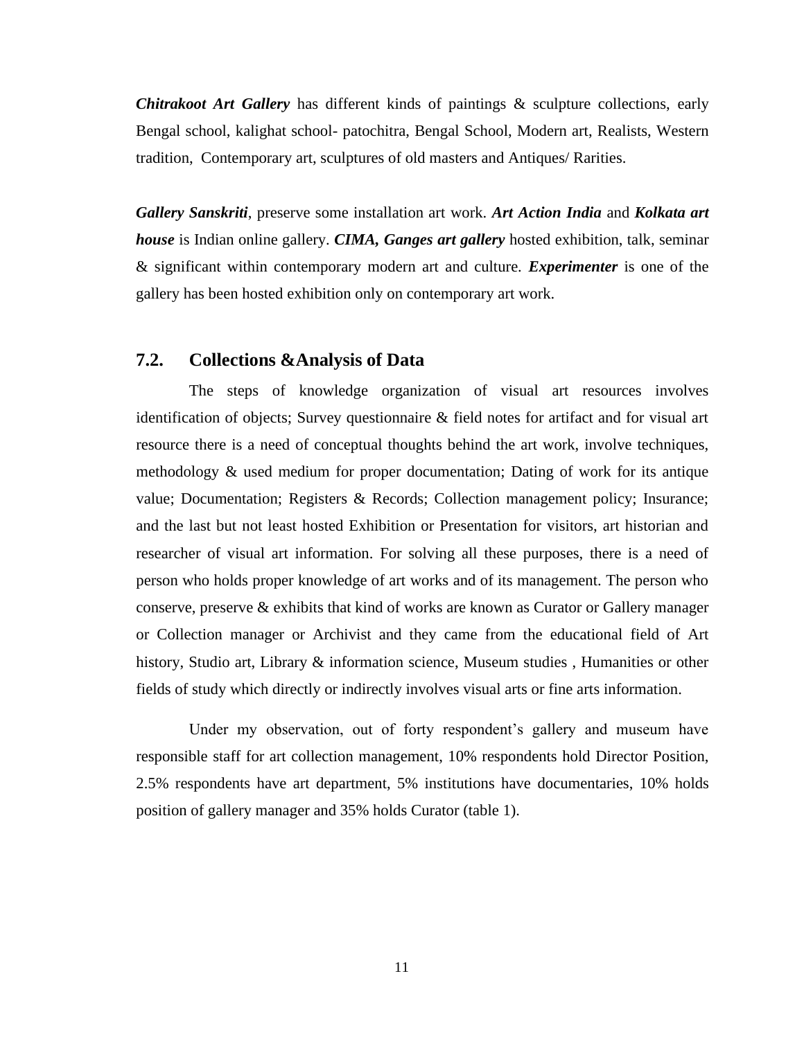***Chitrakoot Art Gallery*** has different kinds of paintings & sculpture collections, early Bengal school, kalighat school- patochitra, Bengal School, Modern art, Realists, Western tradition, Contemporary art, sculptures of old masters and Antiques/ Rarities.

***Gallery Sanskriti***, preserve some installation art work. ***Art Action India*** and ***Kolkata art house*** is Indian online gallery. ***CIMA, Ganges art gallery*** hosted exhibition, talk, seminar & significant within contemporary modern art and culture. ***Experimenter*** is one of the gallery has been hosted exhibition only on contemporary art work.

## 7.2. Collections &Analysis of Data

The steps of knowledge organization of visual art resources involves identification of objects; Survey questionnaire & field notes for artifact and for visual art resource there is a need of conceptual thoughts behind the art work, involve techniques, methodology & used medium for proper documentation; Dating of work for its antique value; Documentation; Registers & Records; Collection management policy; Insurance; and the last but not least hosted Exhibition or Presentation for visitors, art historian and researcher of visual art information. For solving all these purposes, there is a need of person who holds proper knowledge of art works and of its management. The person who conserve, preserve & exhibits that kind of works are known as Curator or Gallery manager or Collection manager or Archivist and they came from the educational field of Art history, Studio art, Library & information science, Museum studies , Humanities or other fields of study which directly or indirectly involves visual arts or fine arts information.

Under my observation, out of forty respondent's gallery and museum have responsible staff for art collection management, 10% respondents hold Director Position, 2.5% respondents have art department, 5% institutions have documentaries, 10% holds position of gallery manager and 35% holds Curator (table 1).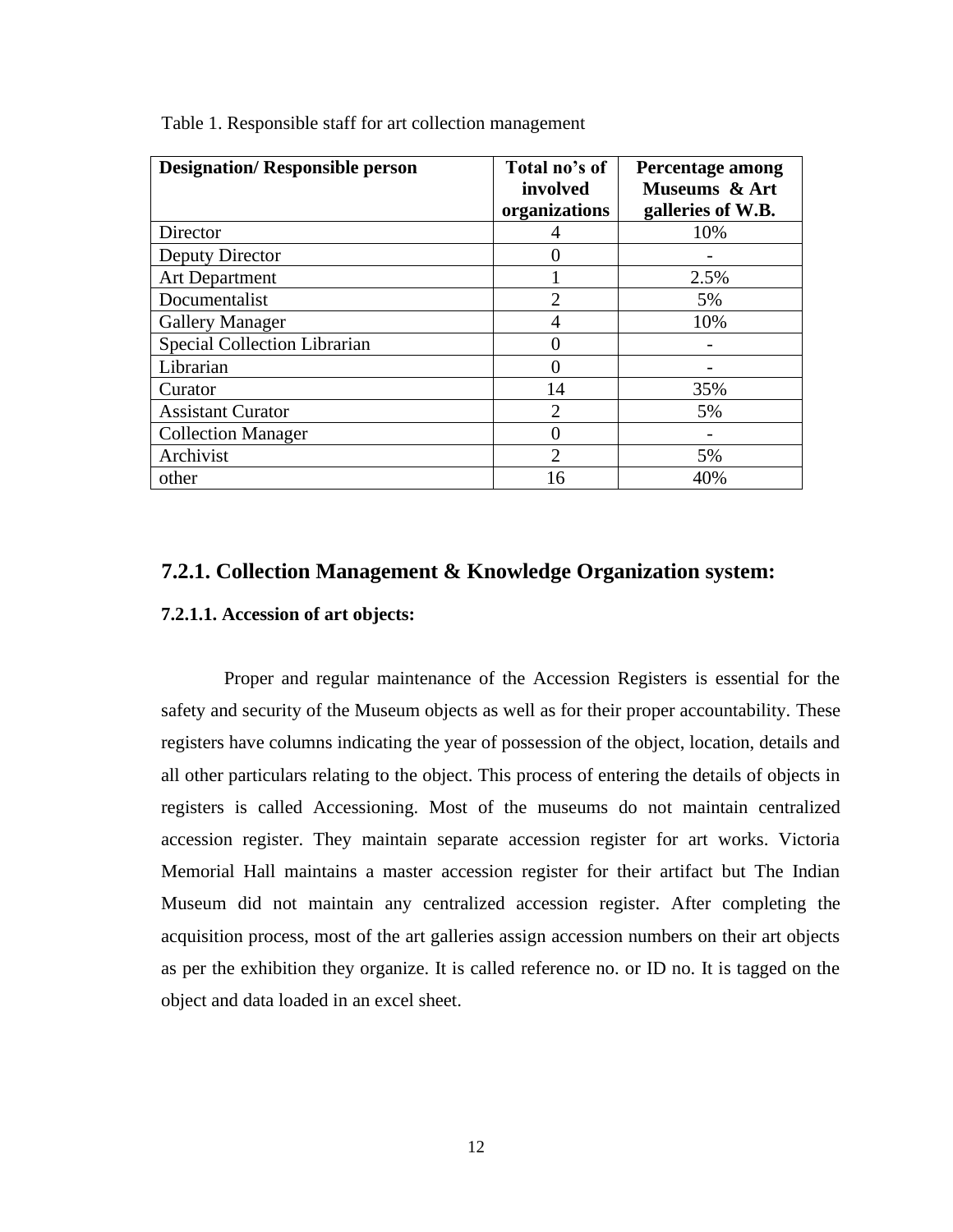Table 1. Responsible staff for art collection management

| **Designation/ Responsible person** | **Total no's of involved organizations** | **Percentage among Museums & Art galleries of W.B.** |
|---|---|---|
| Director | 4 | 10% |
| Deputy Director | 0 | - |
| Art Department | 1 | 2.5% |
| Documentalist | 2 | 5% |
| Gallery Manager | 4 | 10% |
| Special Collection Librarian | 0 | - |
| Librarian | 0 | - |
| Curator | 14 | 35% |
| Assistant Curator | 2 | 5% |
| Collection Manager | 0 | - |
| Archivist | 2 | 5% |
| other | 16 | 40% |

## 7.2.1. Collection Management & Knowledge Organization system:

### 7.2.1.1. Accession of art objects:

Proper and regular maintenance of the Accession Registers is essential for the safety and security of the Museum objects as well as for their proper accountability. These registers have columns indicating the year of possession of the object, location, details and all other particulars relating to the object. This process of entering the details of objects in registers is called Accessioning. Most of the museums do not maintain centralized accession register. They maintain separate accession register for art works. Victoria Memorial Hall maintains a master accession register for their artifact but The Indian Museum did not maintain any centralized accession register. After completing the acquisition process, most of the art galleries assign accession numbers on their art objects as per the exhibition they organize. It is called reference no. or ID no. It is tagged on the object and data loaded in an excel sheet.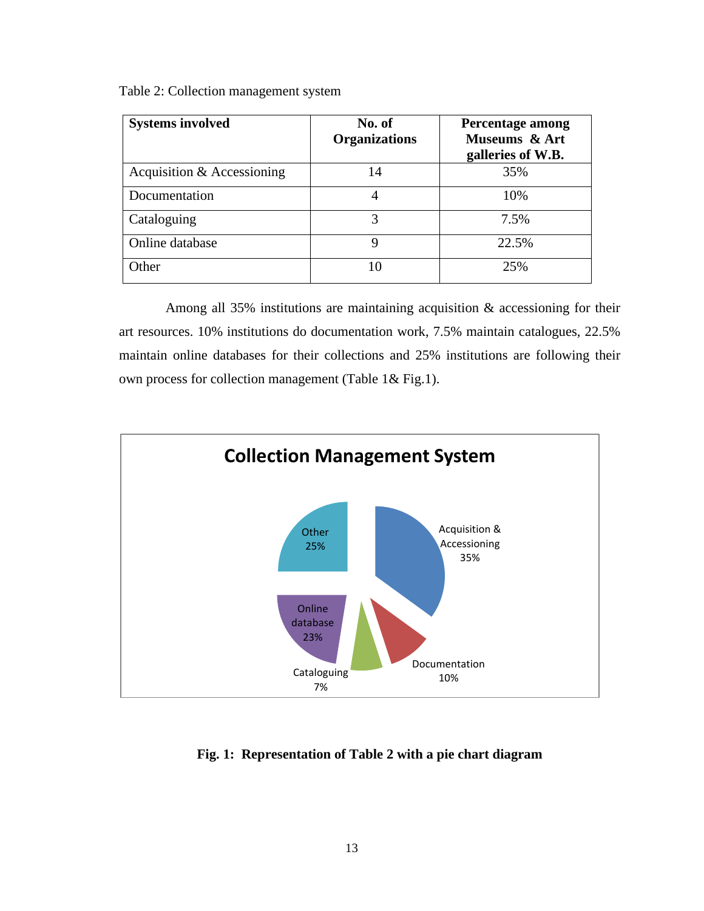Table 2: Collection management system

| Systems involved | No. of Organizations | Percentage among Museums & Art galleries of W.B. |
|---|---|---|
| Acquisition & Accessioning | 14 | 35% |
| Documentation | 4 | 10% |
| Cataloguing | 3 | 7.5% |
| Online database | 9 | 22.5% |
| Other | 10 | 25% |

Among all 35% institutions are maintaining acquisition & accessioning for their art resources. 10% institutions do documentation work, 7.5% maintain catalogues, 22.5% maintain online databases for their collections and 25% institutions are following their own process for collection management (Table 1& Fig.1).

**Fig. 1: Representation of Table 2 with a pie chart diagram**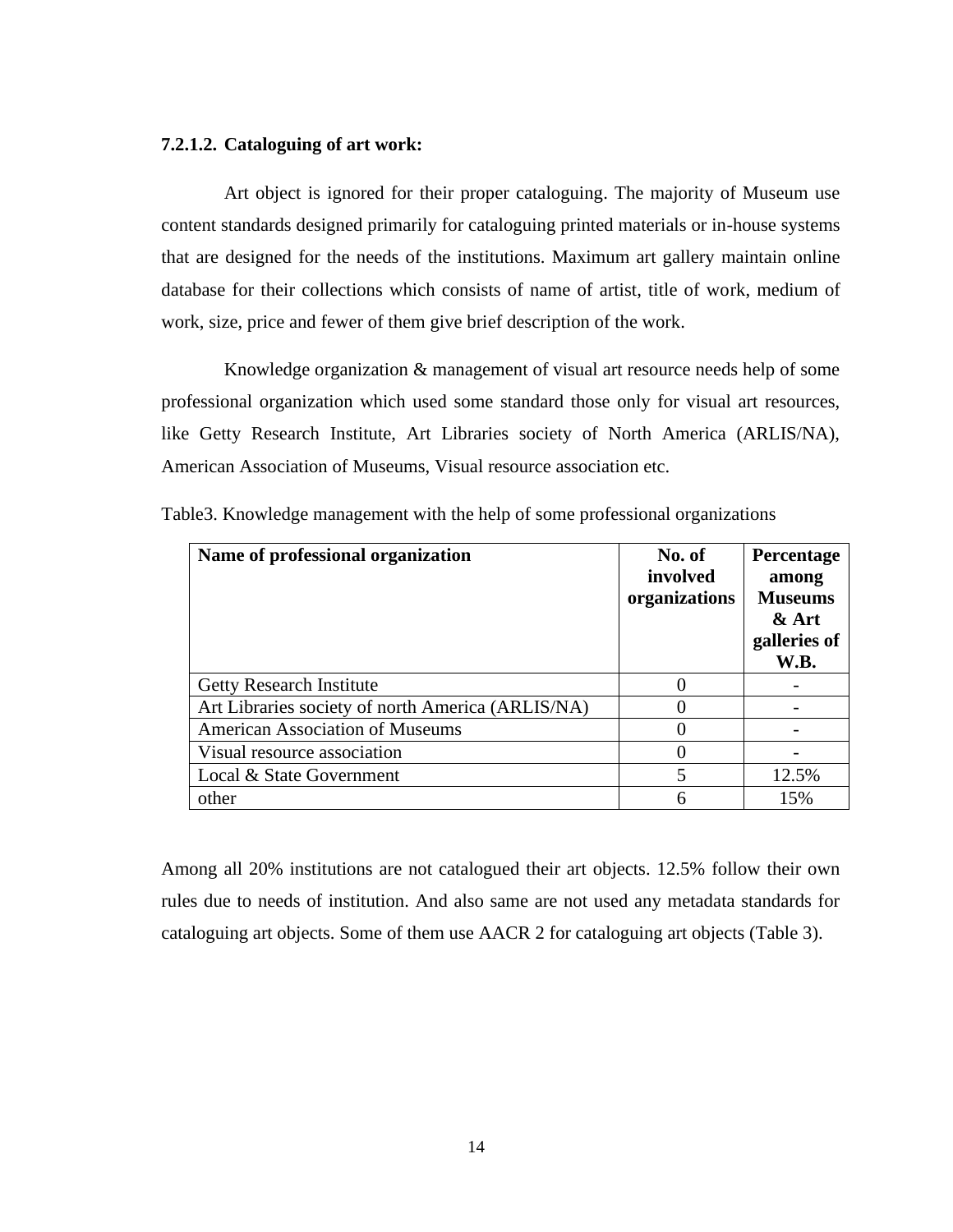#### 7.2.1.2. Cataloguing of art work:

Art object is ignored for their proper cataloguing. The majority of Museum use content standards designed primarily for cataloguing printed materials or in-house systems that are designed for the needs of the institutions. Maximum art gallery maintain online database for their collections which consists of name of artist, title of work, medium of work, size, price and fewer of them give brief description of the work.

Knowledge organization & management of visual art resource needs help of some professional organization which used some standard those only for visual art resources, like Getty Research Institute, Art Libraries society of North America (ARLIS/NA), American Association of Museums, Visual resource association etc.

Table3. Knowledge management with the help of some professional organizations

| Name of professional organization | No. of involved organizations | Percentage among Museums & Art galleries of W.B. |
|---|---|---|
| Getty Research Institute | 0 | - |
| Art Libraries society of north America (ARLIS/NA) | 0 | - |
| American Association of Museums | 0 | - |
| Visual resource association | 0 | - |
| Local & State Government | 5 | 12.5% |
| other | 6 | 15% |

Among all 20% institutions are not catalogued their art objects. 12.5% follow their own rules due to needs of institution. And also same are not used any metadata standards for cataloguing art objects. Some of them use AACR 2 for cataloguing art objects (Table 3).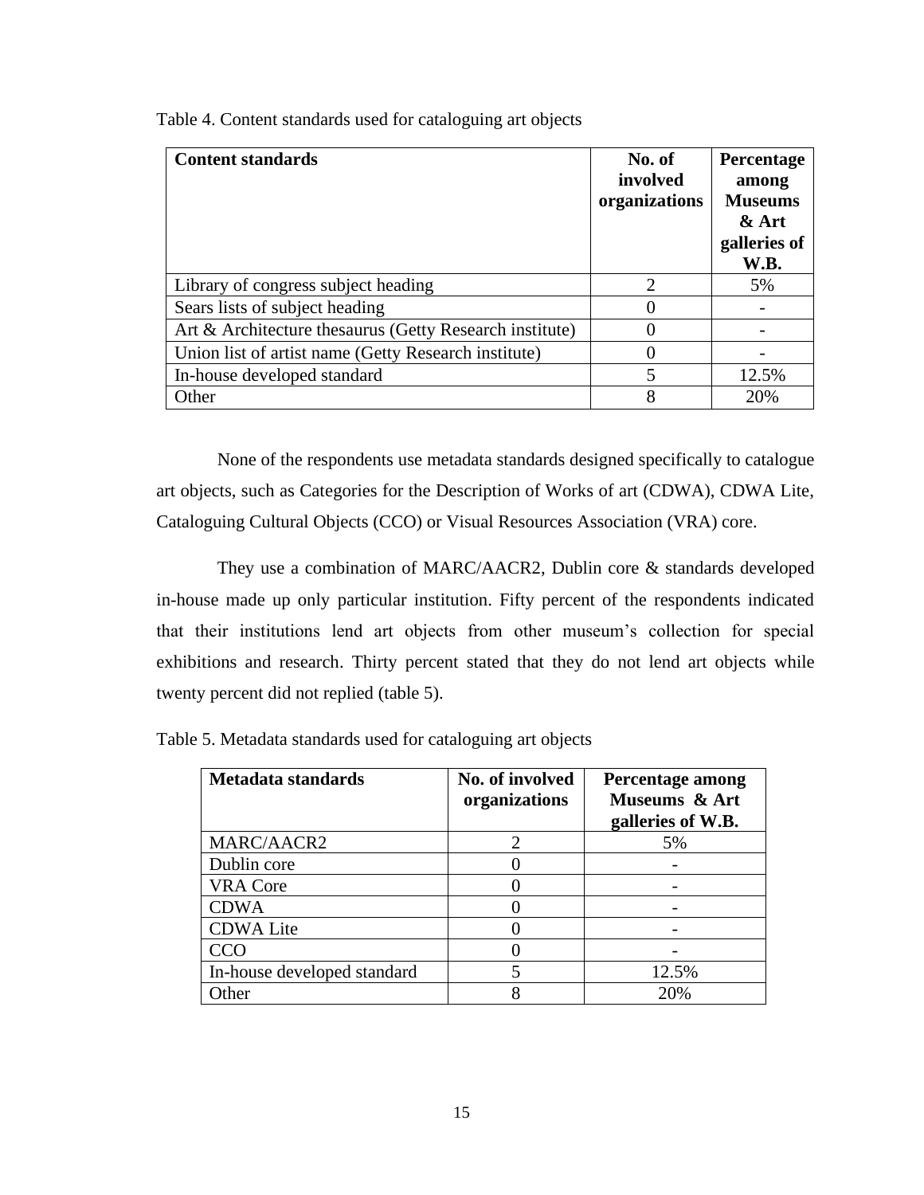Table 4. Content standards used for cataloguing art objects

| **Content standards** | **No. of involved organizations** | **Percentage among Museums & Art galleries of W.B.** |
|---|---|---|
| Library of congress subject heading | 2 | 5% |
| Sears lists of subject heading | 0 | - |
| Art & Architecture thesaurus (Getty Research institute) | 0 | - |
| Union list of artist name (Getty Research institute) | 0 | - |
| In-house developed standard | 5 | 12.5% |
| Other | 8 | 20% |

None of the respondents use metadata standards designed specifically to catalogue art objects, such as Categories for the Description of Works of art (CDWA), CDWA Lite, Cataloguing Cultural Objects (CCO) or Visual Resources Association (VRA) core.

They use a combination of MARC/AACR2, Dublin core & standards developed in-house made up only particular institution. Fifty percent of the respondents indicated that their institutions lend art objects from other museum's collection for special exhibitions and research. Thirty percent stated that they do not lend art objects while twenty percent did not replied (table 5).

Table 5. Metadata standards used for cataloguing art objects

| **Metadata standards** | **No. of involved organizations** | **Percentage among Museums & Art galleries of W.B.** |
|---|---|---|
| MARC/AACR2 | 2 | 5% |
| Dublin core | 0 | - |
| VRA Core | 0 | - |
| CDWA | 0 | - |
| CDWA Lite | 0 | - |
| CCO | 0 | - |
| In-house developed standard | 5 | 12.5% |
| Other | 8 | 20% |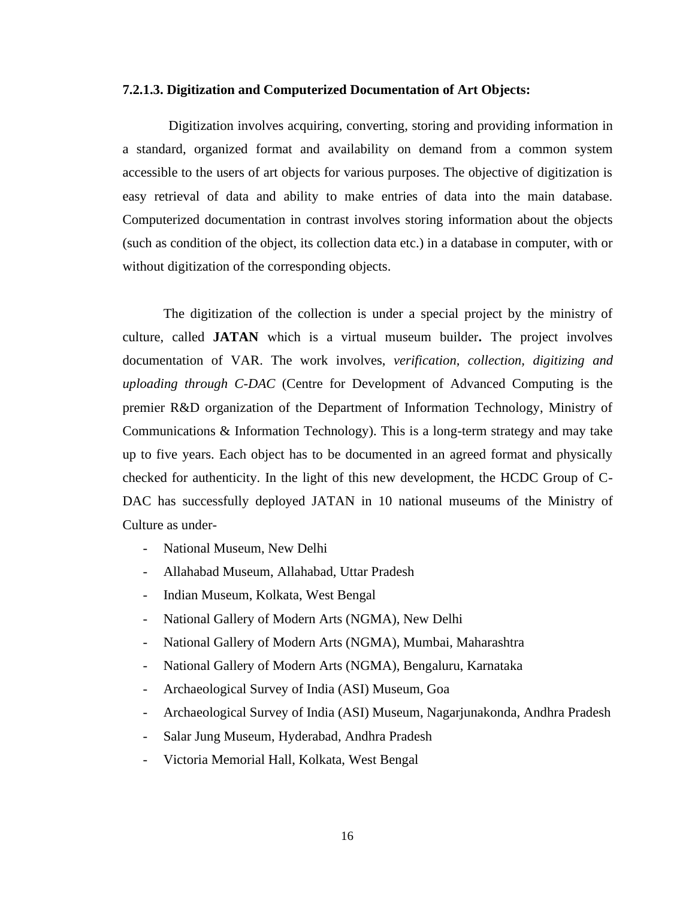### 7.2.1.3. Digitization and Computerized Documentation of Art Objects:

Digitization involves acquiring, converting, storing and providing information in a standard, organized format and availability on demand from a common system accessible to the users of art objects for various purposes. The objective of digitization is easy retrieval of data and ability to make entries of data into the main database. Computerized documentation in contrast involves storing information about the objects (such as condition of the object, its collection data etc.) in a database in computer, with or without digitization of the corresponding objects.

The digitization of the collection is under a special project by the ministry of culture, called **JATAN** which is a virtual museum builder**.** The project involves documentation of VAR. The work involves, *verification, collection, digitizing and uploading through C-DAC* (Centre for Development of Advanced Computing is the premier R&D organization of the Department of Information Technology, Ministry of Communications & Information Technology). This is a long-term strategy and may take up to five years. Each object has to be documented in an agreed format and physically checked for authenticity. In the light of this new development, the HCDC Group of C-DAC has successfully deployed JATAN in 10 national museums of the Ministry of Culture as under-

- National Museum, New Delhi
- Allahabad Museum, Allahabad, Uttar Pradesh
- Indian Museum, Kolkata, West Bengal
- National Gallery of Modern Arts (NGMA), New Delhi
- National Gallery of Modern Arts (NGMA), Mumbai, Maharashtra
- National Gallery of Modern Arts (NGMA), Bengaluru, Karnataka
- Archaeological Survey of India (ASI) Museum, Goa
- Archaeological Survey of India (ASI) Museum, Nagarjunakonda, Andhra Pradesh
- Salar Jung Museum, Hyderabad, Andhra Pradesh
- Victoria Memorial Hall, Kolkata, West Bengal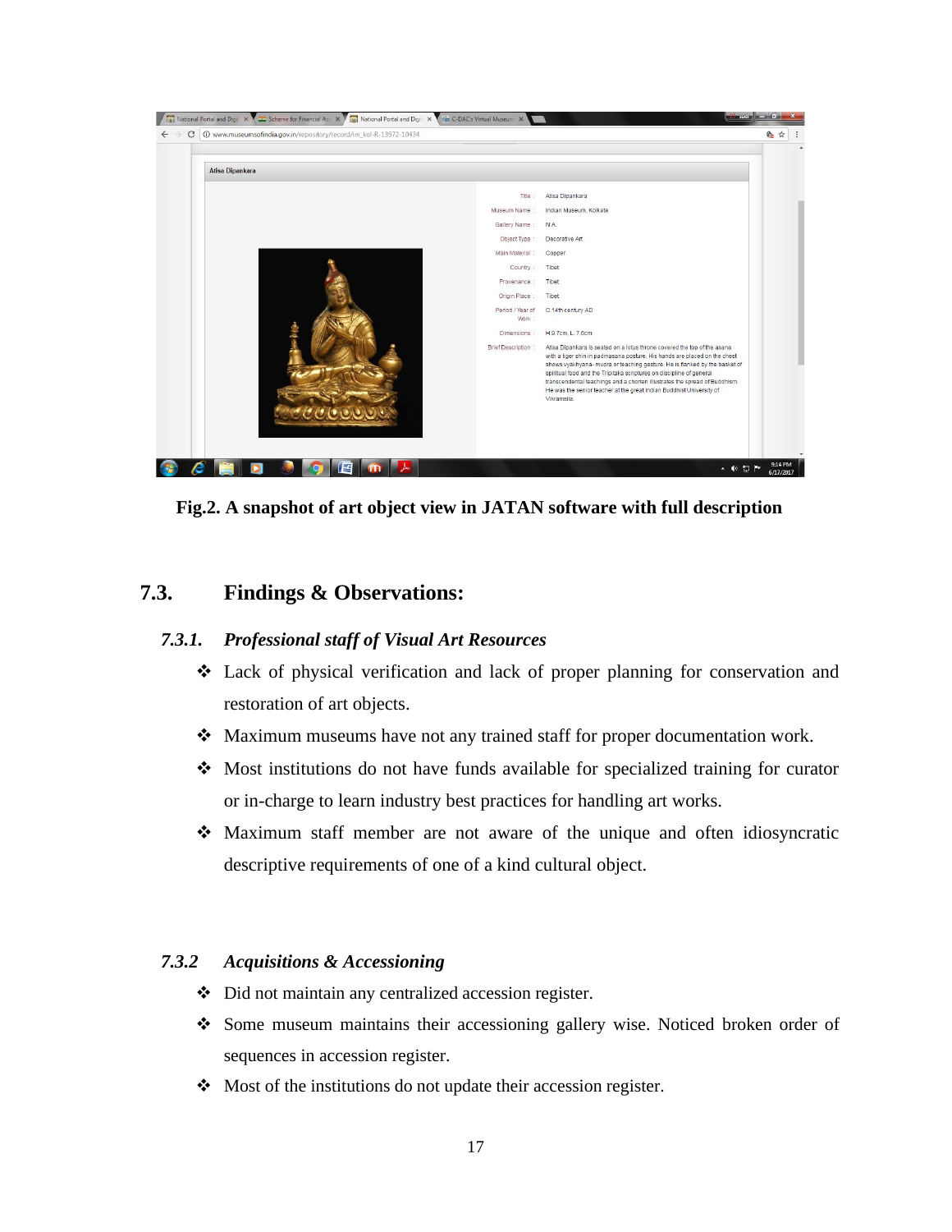Fig.2. A snapshot of art object view in JATAN software with full description

## 7.3. Findings & Observations:

### *7.3.1. Professional staff of Visual Art Resources*

- Lack of physical verification and lack of proper planning for conservation and restoration of art objects.
- Maximum museums have not any trained staff for proper documentation work.
- Most institutions do not have funds available for specialized training for curator or in-charge to learn industry best practices for handling art works.
- Maximum staff member are not aware of the unique and often idiosyncratic descriptive requirements of one of a kind cultural object.

### *7.3.2 Acquisitions & Accessioning*

- Did not maintain any centralized accession register.
- Some museum maintains their accessioning gallery wise. Noticed broken order of sequences in accession register.
- Most of the institutions do not update their accession register.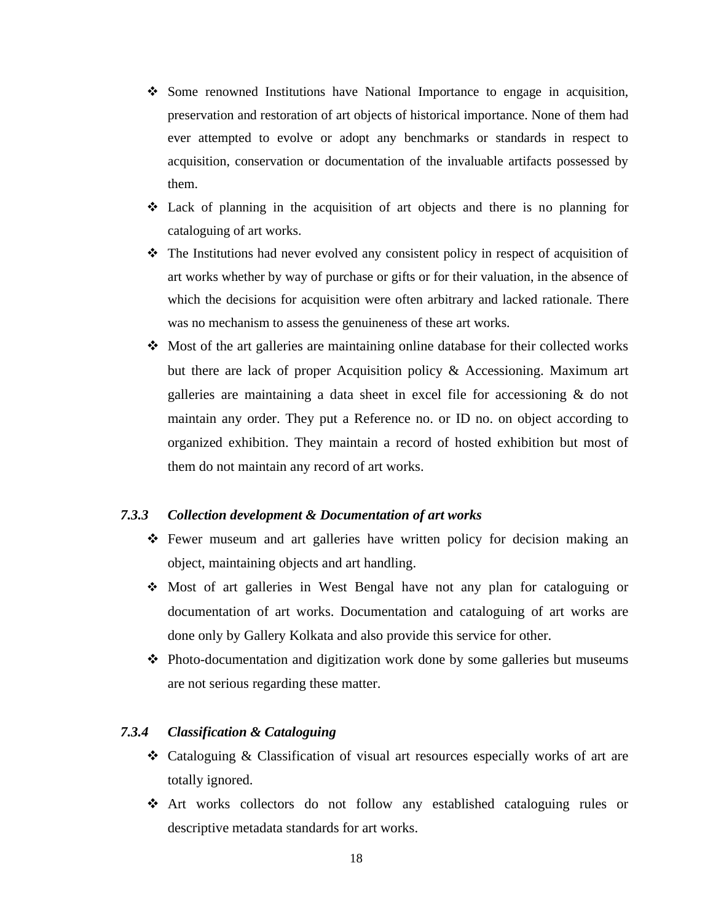- Some renowned Institutions have National Importance to engage in acquisition, preservation and restoration of art objects of historical importance. None of them had ever attempted to evolve or adopt any benchmarks or standards in respect to acquisition, conservation or documentation of the invaluable artifacts possessed by them.
- Lack of planning in the acquisition of art objects and there is no planning for cataloguing of art works.
- The Institutions had never evolved any consistent policy in respect of acquisition of art works whether by way of purchase or gifts or for their valuation, in the absence of which the decisions for acquisition were often arbitrary and lacked rationale. There was no mechanism to assess the genuineness of these art works.
- Most of the art galleries are maintaining online database for their collected works but there are lack of proper Acquisition policy & Accessioning. Maximum art galleries are maintaining a data sheet in excel file for accessioning & do not maintain any order. They put a Reference no. or ID no. on object according to organized exhibition. They maintain a record of hosted exhibition but most of them do not maintain any record of art works.

### *7.3.3 Collection development & Documentation of art works*

- Fewer museum and art galleries have written policy for decision making an object, maintaining objects and art handling.
- Most of art galleries in West Bengal have not any plan for cataloguing or documentation of art works. Documentation and cataloguing of art works are done only by Gallery Kolkata and also provide this service for other.
- Photo-documentation and digitization work done by some galleries but museums are not serious regarding these matter.

### *7.3.4 Classification & Cataloguing*

- Cataloguing & Classification of visual art resources especially works of art are totally ignored.
- Art works collectors do not follow any established cataloguing rules or descriptive metadata standards for art works.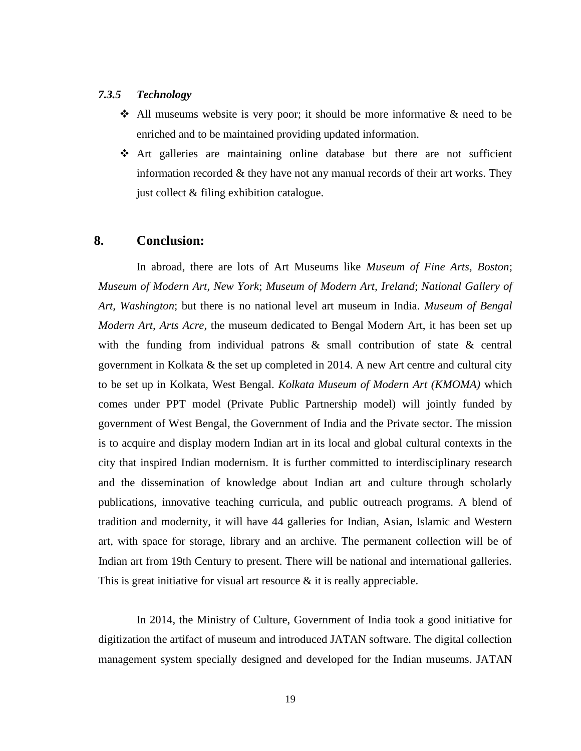#### *7.3.5 Technology*

- All museums website is very poor; it should be more informative & need to be enriched and to be maintained providing updated information.
- Art galleries are maintaining online database but there are not sufficient information recorded & they have not any manual records of their art works. They just collect & filing exhibition catalogue.

## 8. Conclusion:

In abroad, there are lots of Art Museums like *Museum of Fine Arts, Boston*; *Museum of Modern Art, New York*; *Museum of Modern Art, Ireland*; *National Gallery of Art, Washington*; but there is no national level art museum in India. *Museum of Bengal Modern Art, Arts Acre*, the museum dedicated to Bengal Modern Art, it has been set up with the funding from individual patrons & small contribution of state & central government in Kolkata & the set up completed in 2014. A new Art centre and cultural city to be set up in Kolkata, West Bengal. *Kolkata Museum of Modern Art (KMOMA)* which comes under PPT model (Private Public Partnership model) will jointly funded by government of West Bengal, the Government of India and the Private sector. The mission is to acquire and display modern Indian art in its local and global cultural contexts in the city that inspired Indian modernism. It is further committed to interdisciplinary research and the dissemination of knowledge about Indian art and culture through scholarly publications, innovative teaching curricula, and public outreach programs. A blend of tradition and modernity, it will have 44 galleries for Indian, Asian, Islamic and Western art, with space for storage, library and an archive. The permanent collection will be of Indian art from 19th Century to present. There will be national and international galleries. This is great initiative for visual art resource & it is really appreciable.

In 2014, the Ministry of Culture, Government of India took a good initiative for digitization the artifact of museum and introduced JATAN software. The digital collection management system specially designed and developed for the Indian museums. JATAN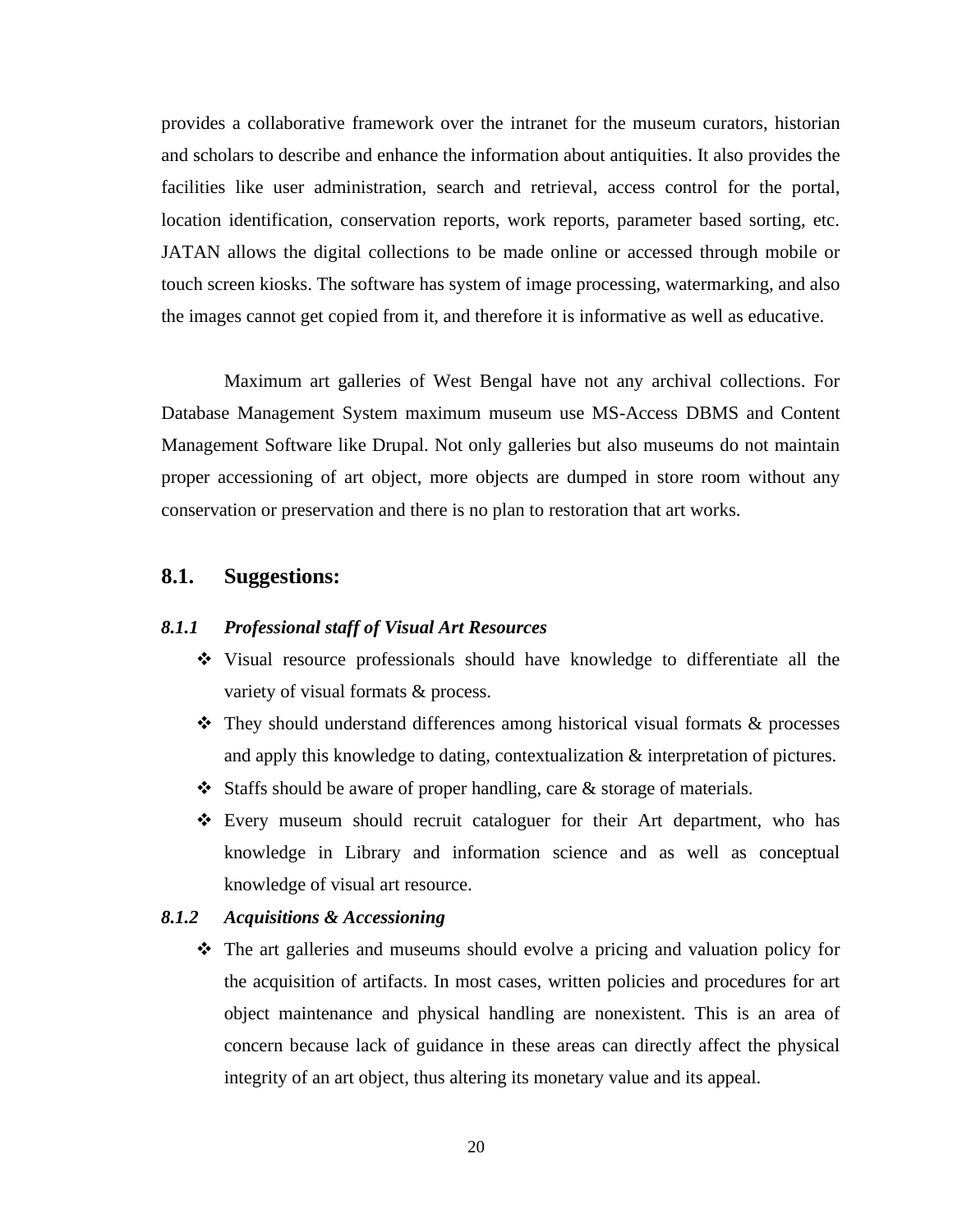provides a collaborative framework over the intranet for the museum curators, historian and scholars to describe and enhance the information about antiquities. It also provides the facilities like user administration, search and retrieval, access control for the portal, location identification, conservation reports, work reports, parameter based sorting, etc. JATAN allows the digital collections to be made online or accessed through mobile or touch screen kiosks. The software has system of image processing, watermarking, and also the images cannot get copied from it, and therefore it is informative as well as educative.

Maximum art galleries of West Bengal have not any archival collections. For Database Management System maximum museum use MS-Access DBMS and Content Management Software like Drupal. Not only galleries but also museums do not maintain proper accessioning of art object, more objects are dumped in store room without any conservation or preservation and there is no plan to restoration that art works.

## 8.1. Suggestions:

### *8.1.1 Professional staff of Visual Art Resources*

- Visual resource professionals should have knowledge to differentiate all the variety of visual formats & process.
- They should understand differences among historical visual formats & processes and apply this knowledge to dating, contextualization & interpretation of pictures.
- Staffs should be aware of proper handling, care & storage of materials.
- Every museum should recruit cataloguer for their Art department, who has knowledge in Library and information science and as well as conceptual knowledge of visual art resource.

### *8.1.2 Acquisitions & Accessioning*

- The art galleries and museums should evolve a pricing and valuation policy for the acquisition of artifacts. In most cases, written policies and procedures for art object maintenance and physical handling are nonexistent. This is an area of concern because lack of guidance in these areas can directly affect the physical integrity of an art object, thus altering its monetary value and its appeal.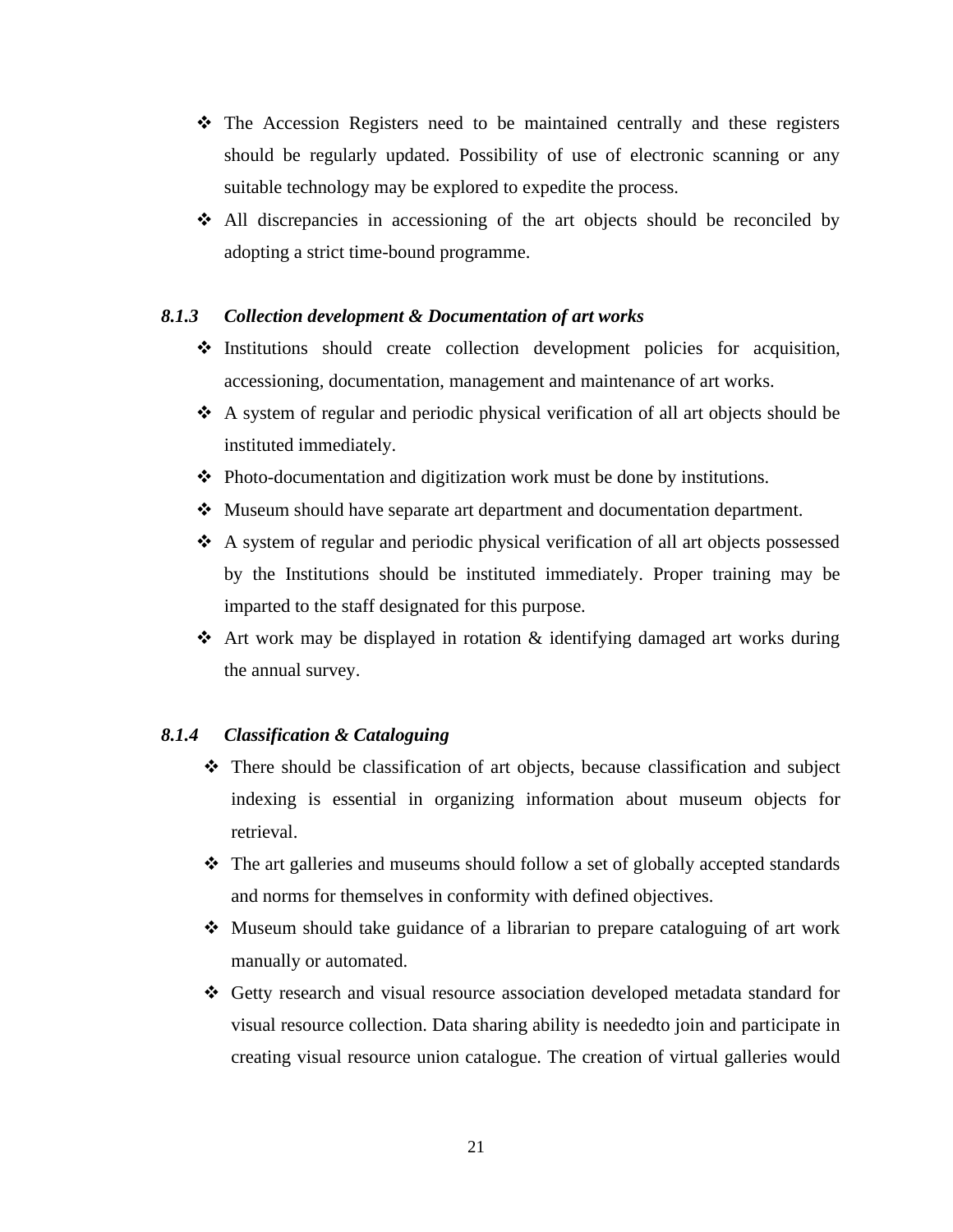- ❖ The Accession Registers need to be maintained centrally and these registers should be regularly updated. Possibility of use of electronic scanning or any suitable technology may be explored to expedite the process.
- ❖ All discrepancies in accessioning of the art objects should be reconciled by adopting a strict time-bound programme.

### *8.1.3 Collection development & Documentation of art works*

- ❖ Institutions should create collection development policies for acquisition, accessioning, documentation, management and maintenance of art works.
- ❖ A system of regular and periodic physical verification of all art objects should be instituted immediately.
- ❖ Photo-documentation and digitization work must be done by institutions.
- ❖ Museum should have separate art department and documentation department.
- ❖ A system of regular and periodic physical verification of all art objects possessed by the Institutions should be instituted immediately. Proper training may be imparted to the staff designated for this purpose.
- ❖ Art work may be displayed in rotation & identifying damaged art works during the annual survey.

### *8.1.4 Classification & Cataloguing*

- ❖ There should be classification of art objects, because classification and subject indexing is essential in organizing information about museum objects for retrieval.
- ❖ The art galleries and museums should follow a set of globally accepted standards and norms for themselves in conformity with defined objectives.
- ❖ Museum should take guidance of a librarian to prepare cataloguing of art work manually or automated.
- ❖ Getty research and visual resource association developed metadata standard for visual resource collection. Data sharing ability is neededto join and participate in creating visual resource union catalogue. The creation of virtual galleries would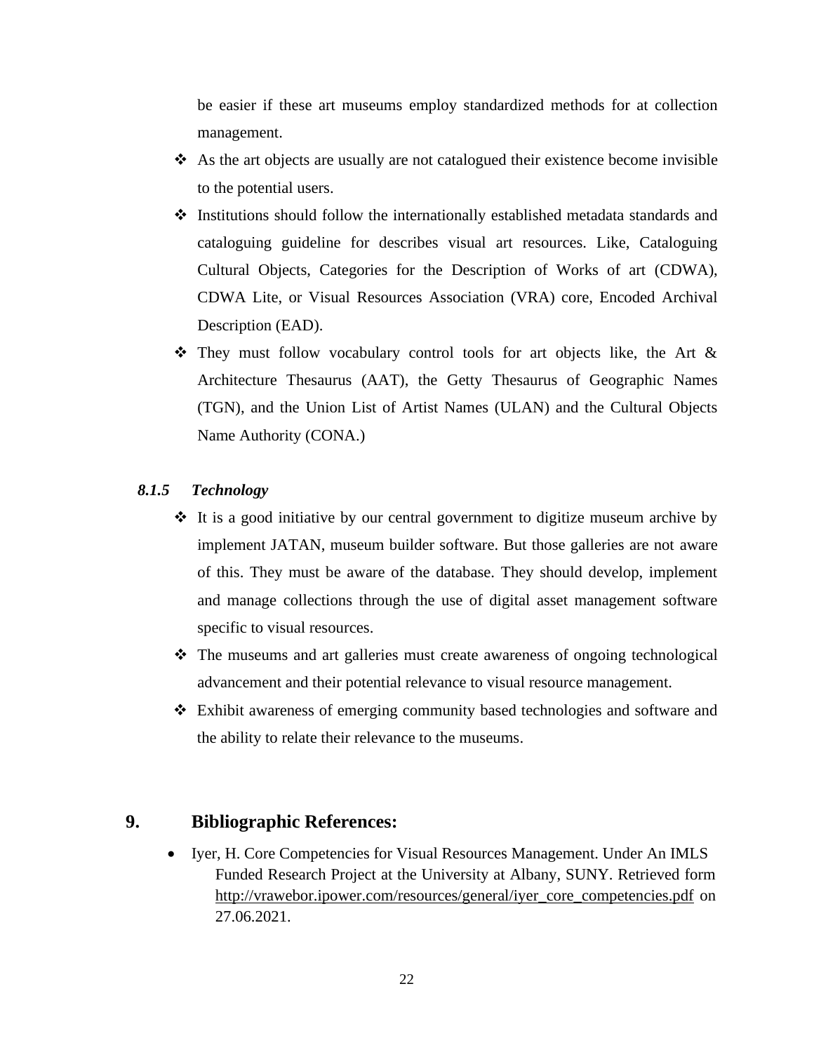be easier if these art museums employ standardized methods for at collection management.

- ❖ As the art objects are usually are not catalogued their existence become invisible to the potential users.
- ❖ Institutions should follow the internationally established metadata standards and cataloguing guideline for describes visual art resources. Like, Cataloguing Cultural Objects, Categories for the Description of Works of art (CDWA), CDWA Lite, or Visual Resources Association (VRA) core, Encoded Archival Description (EAD).
- ❖ They must follow vocabulary control tools for art objects like, the Art & Architecture Thesaurus (AAT), the Getty Thesaurus of Geographic Names (TGN), and the Union List of Artist Names (ULAN) and the Cultural Objects Name Authority (CONA.)

### *8.1.5 Technology*

- ❖ It is a good initiative by our central government to digitize museum archive by implement JATAN, museum builder software. But those galleries are not aware of this. They must be aware of the database. They should develop, implement and manage collections through the use of digital asset management software specific to visual resources.
- ❖ The museums and art galleries must create awareness of ongoing technological advancement and their potential relevance to visual resource management.
- ❖ Exhibit awareness of emerging community based technologies and software and the ability to relate their relevance to the museums.

## 9. Bibliographic References:

- Iyer, H. Core Competencies for Visual Resources Management. Under An IMLS Funded Research Project at the University at Albany, SUNY. Retrieved form http://vrawebor.ipower.com/resources/general/iyer_core_competencies.pdf on 27.06.2021.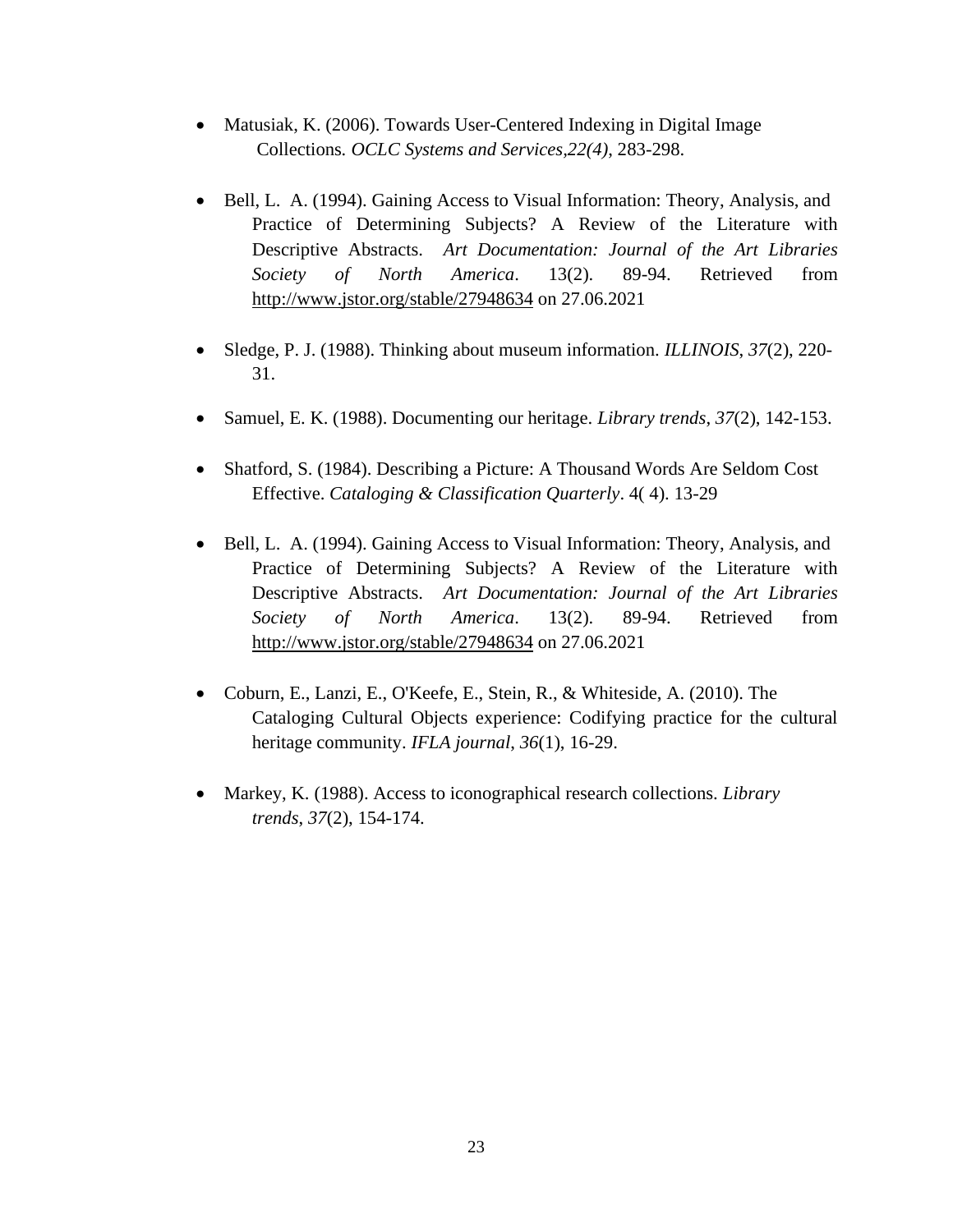- Matusiak, K. (2006). Towards User-Centered Indexing in Digital Image Collections. *OCLC Systems and Services,22(4)*, 283-298.

- Bell, L. A. (1994). Gaining Access to Visual Information: Theory, Analysis, and Practice of Determining Subjects? A Review of the Literature with Descriptive Abstracts. *Art Documentation: Journal of the Art Libraries Society of North America*. 13(2). 89-94. Retrieved from http://www.jstor.org/stable/27948634 on 27.06.2021

- Sledge, P. J. (1988). Thinking about museum information. *ILLINOIS*, *37*(2), 220-31.

- Samuel, E. K. (1988). Documenting our heritage. *Library trends*, *37*(2), 142-153.

- Shatford, S. (1984). Describing a Picture: A Thousand Words Are Seldom Cost Effective. *Cataloging & Classification Quarterly*. 4( 4). 13-29

- Bell, L. A. (1994). Gaining Access to Visual Information: Theory, Analysis, and Practice of Determining Subjects? A Review of the Literature with Descriptive Abstracts. *Art Documentation: Journal of the Art Libraries Society of North America*. 13(2). 89-94. Retrieved from http://www.jstor.org/stable/27948634 on 27.06.2021

- Coburn, E., Lanzi, E., O'Keefe, E., Stein, R., & Whiteside, A. (2010). The Cataloging Cultural Objects experience: Codifying practice for the cultural heritage community. *IFLA journal*, *36*(1), 16-29.

- Markey, K. (1988). Access to iconographical research collections. *Library trends*, *37*(2), 154-174.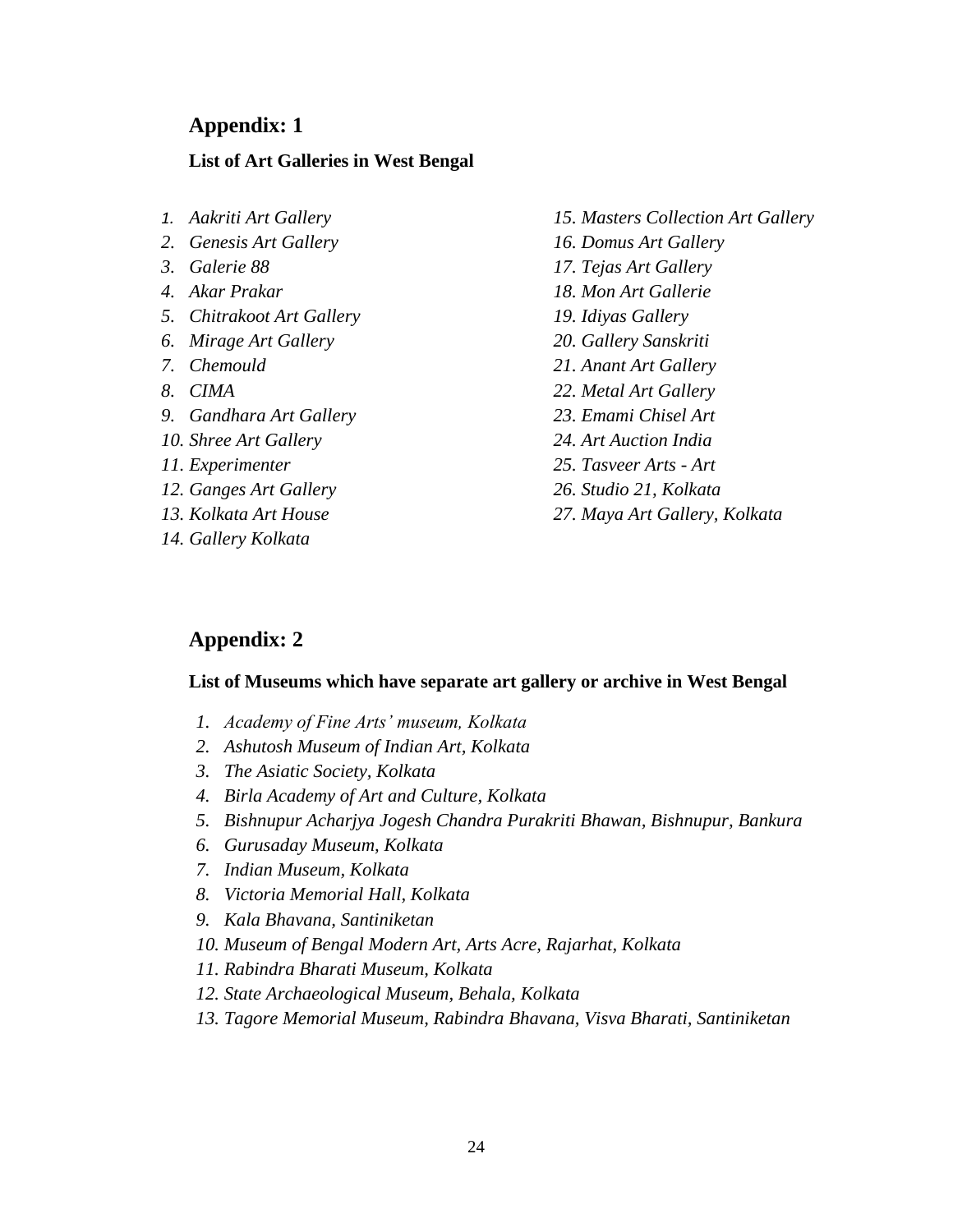## Appendix: 1

**List of Art Galleries in West Bengal**

1. *Aakriti Art Gallery*
2. *Genesis Art Gallery*
3. *Galerie 88*
4. *Akar Prakar*
5. *Chitrakoot Art Gallery*
6. *Mirage Art Gallery*
7. *Chemould*
8. *CIMA*
9. *Gandhara Art Gallery*
10. *Shree Art Gallery*
11. *Experimenter*
12. *Ganges Art Gallery*
13. *Kolkata Art House*
14. *Gallery Kolkata*
15. *Masters Collection Art Gallery*
16. *Domus Art Gallery*
17. *Tejas Art Gallery*
18. *Mon Art Gallerie*
19. *Idiyas Gallery*
20. *Gallery Sanskriti*
21. *Anant Art Gallery*
22. *Metal Art Gallery*
23. *Emami Chisel Art*
24. *Art Auction India*
25. *Tasveer Arts - Art*
26. *Studio 21, Kolkata*
27. *Maya Art Gallery, Kolkata*

## Appendix: 2

**List of Museums which have separate art gallery or archive in West Bengal**

1. *Academy of Fine Arts' museum, Kolkata*
2. *Ashutosh Museum of Indian Art, Kolkata*
3. *The Asiatic Society, Kolkata*
4. *Birla Academy of Art and Culture, Kolkata*
5. *Bishnupur Acharjya Jogesh Chandra Purakriti Bhawan, Bishnupur, Bankura*
6. *Gurusaday Museum, Kolkata*
7. *Indian Museum, Kolkata*
8. *Victoria Memorial Hall, Kolkata*
9. *Kala Bhavana, Santiniketan*
10. *Museum of Bengal Modern Art, Arts Acre, Rajarhat, Kolkata*
11. *Rabindra Bharati Museum, Kolkata*
12. *State Archaeological Museum, Behala, Kolkata*
13. *Tagore Memorial Museum, Rabindra Bhavana, Visva Bharati, Santiniketan*